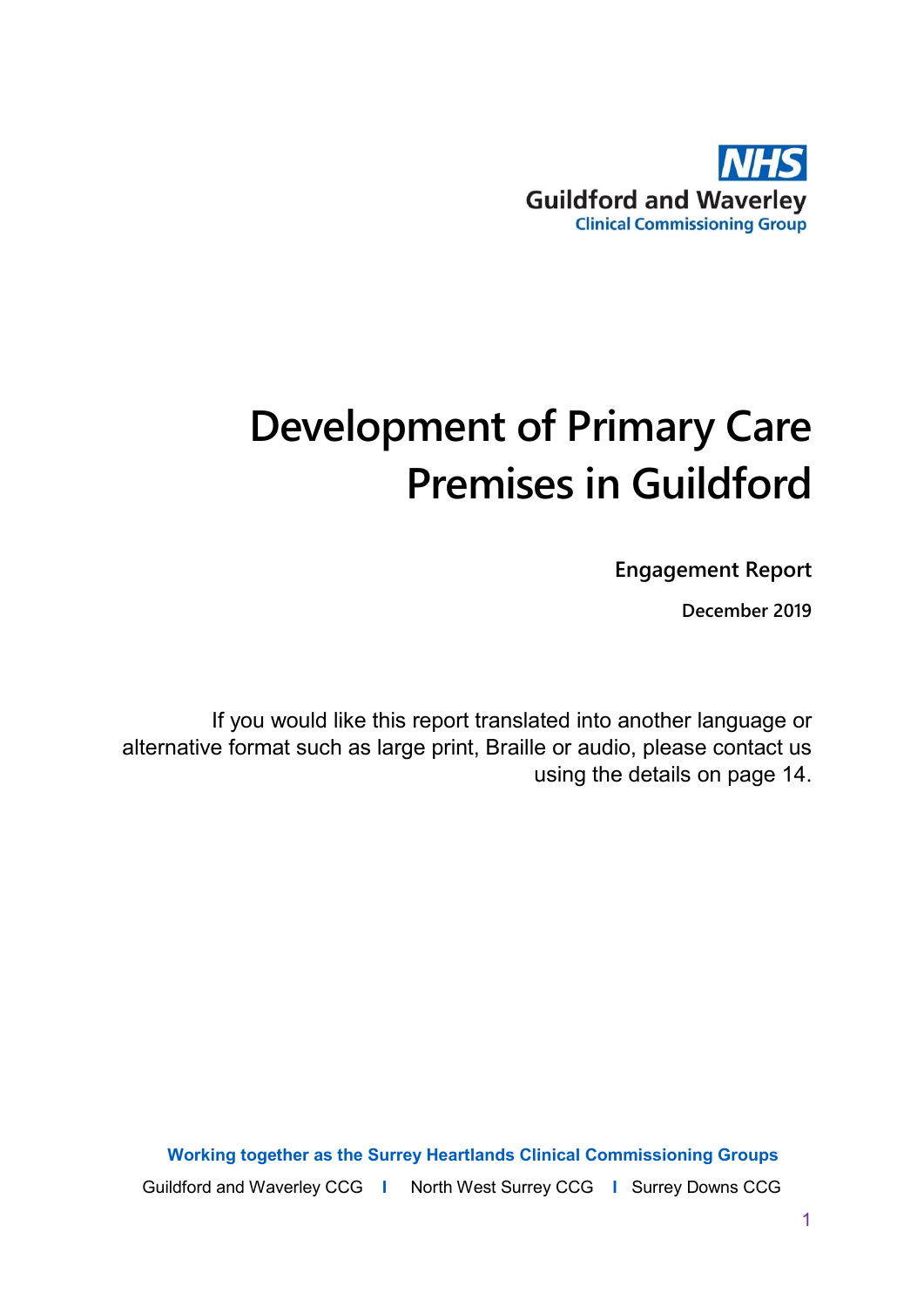NHS
Guildford and Waverley
Clinical Commissioning Group

# Development of Primary Care Premises in Guildford

**Engagement Report**

**December 2019**

If you would like this report translated into another language or alternative format such as large print, Braille or audio, please contact us using the details on page 14.

**Working together as the Surrey Heartlands Clinical Commissioning Groups**

Guildford and Waverley CCG | North West Surrey CCG | Surrey Downs CCG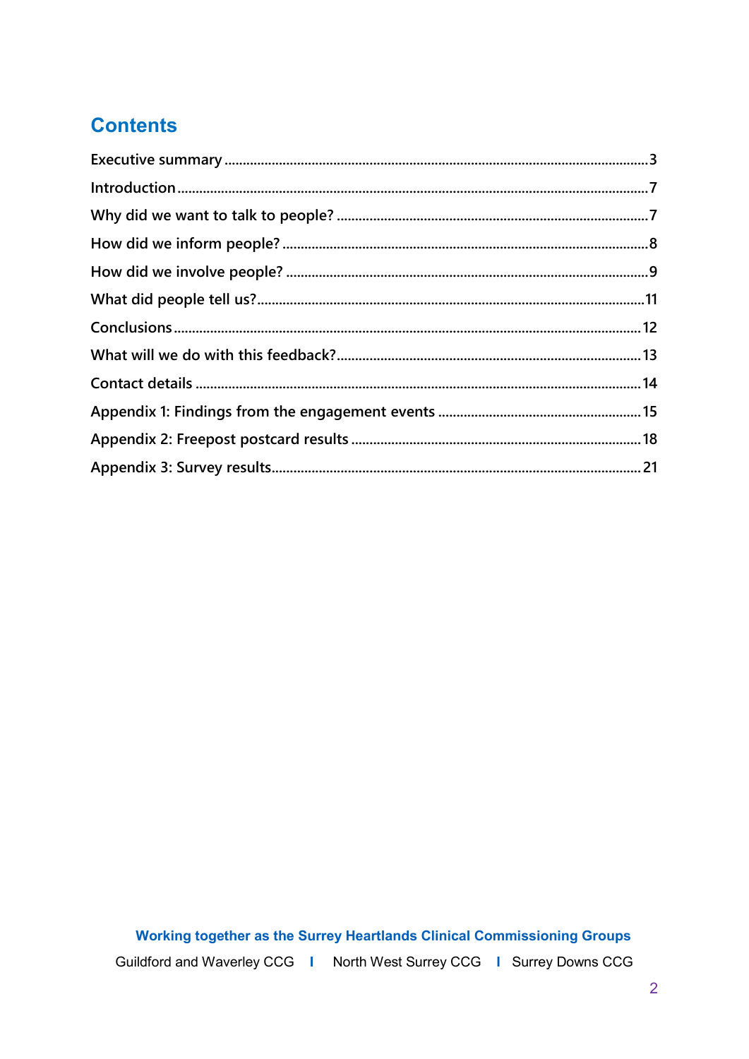## Contents

Executive summary .......... 3

Introduction .......... 7

Why did we want to talk to people? .......... 7

How did we inform people? .......... 8

How did we involve people? .......... 9

What did people tell us? .......... 11

Conclusions .......... 12

What will we do with this feedback? .......... 13

Contact details .......... 14

Appendix 1: Findings from the engagement events .......... 15

Appendix 2: Freepost postcard results .......... 18

Appendix 3: Survey results .......... 21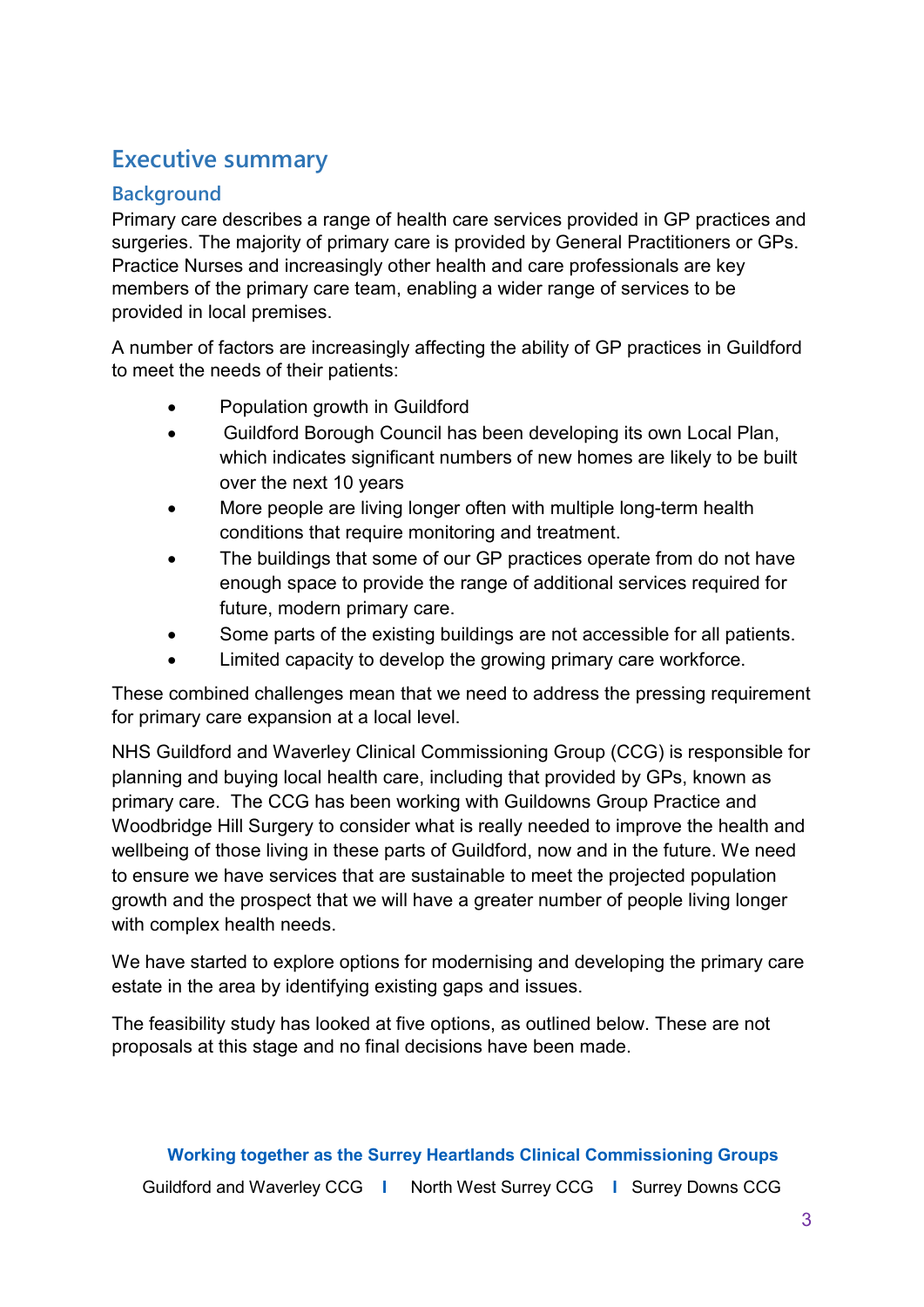## Executive summary

### Background

Primary care describes a range of health care services provided in GP practices and surgeries. The majority of primary care is provided by General Practitioners or GPs. Practice Nurses and increasingly other health and care professionals are key members of the primary care team, enabling a wider range of services to be provided in local premises.

A number of factors are increasingly affecting the ability of GP practices in Guildford to meet the needs of their patients:

- Population growth in Guildford
- Guildford Borough Council has been developing its own Local Plan, which indicates significant numbers of new homes are likely to be built over the next 10 years
- More people are living longer often with multiple long-term health conditions that require monitoring and treatment.
- The buildings that some of our GP practices operate from do not have enough space to provide the range of additional services required for future, modern primary care.
- Some parts of the existing buildings are not accessible for all patients.
- Limited capacity to develop the growing primary care workforce.

These combined challenges mean that we need to address the pressing requirement for primary care expansion at a local level.

NHS Guildford and Waverley Clinical Commissioning Group (CCG) is responsible for planning and buying local health care, including that provided by GPs, known as primary care. The CCG has been working with Guildowns Group Practice and Woodbridge Hill Surgery to consider what is really needed to improve the health and wellbeing of those living in these parts of Guildford, now and in the future. We need to ensure we have services that are sustainable to meet the projected population growth and the prospect that we will have a greater number of people living longer with complex health needs.

We have started to explore options for modernising and developing the primary care estate in the area by identifying existing gaps and issues.

The feasibility study has looked at five options, as outlined below. These are not proposals at this stage and no final decisions have been made.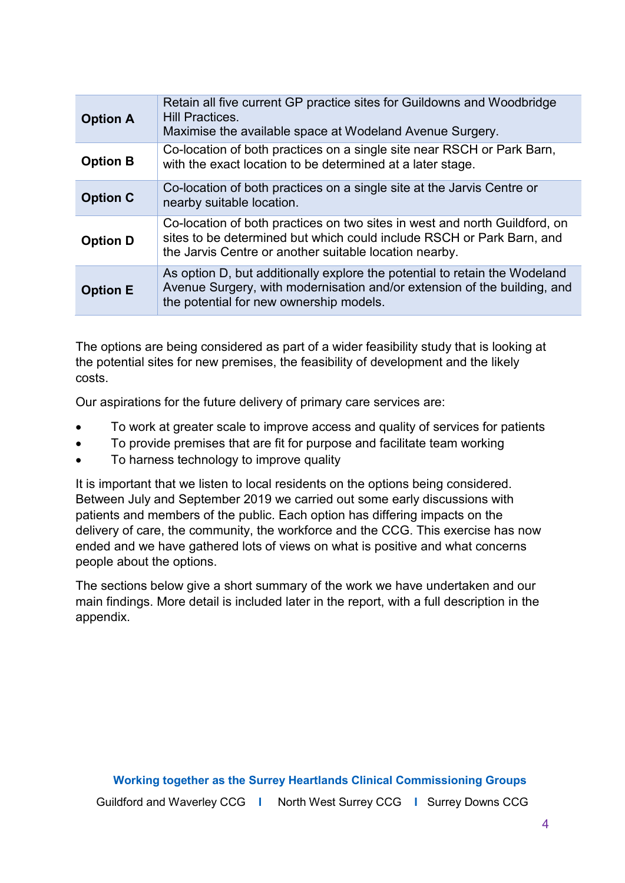| | |
|---|---|
| **Option A** | Retain all five current GP practice sites for Guildowns and Woodbridge Hill Practices.<br>Maximise the available space at Wodeland Avenue Surgery. |
| **Option B** | Co-location of both practices on a single site near RSCH or Park Barn, with the exact location to be determined at a later stage. |
| **Option C** | Co-location of both practices on a single site at the Jarvis Centre or nearby suitable location. |
| **Option D** | Co-location of both practices on two sites in west and north Guildford, on sites to be determined but which could include RSCH or Park Barn, and the Jarvis Centre or another suitable location nearby. |
| **Option E** | As option D, but additionally explore the potential to retain the Wodeland Avenue Surgery, with modernisation and/or extension of the building, and the potential for new ownership models. |

The options are being considered as part of a wider feasibility study that is looking at the potential sites for new premises, the feasibility of development and the likely costs.

Our aspirations for the future delivery of primary care services are:

- To work at greater scale to improve access and quality of services for patients
- To provide premises that are fit for purpose and facilitate team working
- To harness technology to improve quality

It is important that we listen to local residents on the options being considered. Between July and September 2019 we carried out some early discussions with patients and members of the public. Each option has differing impacts on the delivery of care, the community, the workforce and the CCG. This exercise has now ended and we have gathered lots of views on what is positive and what concerns people about the options.

The sections below give a short summary of the work we have undertaken and our main findings. More detail is included later in the report, with a full description in the appendix.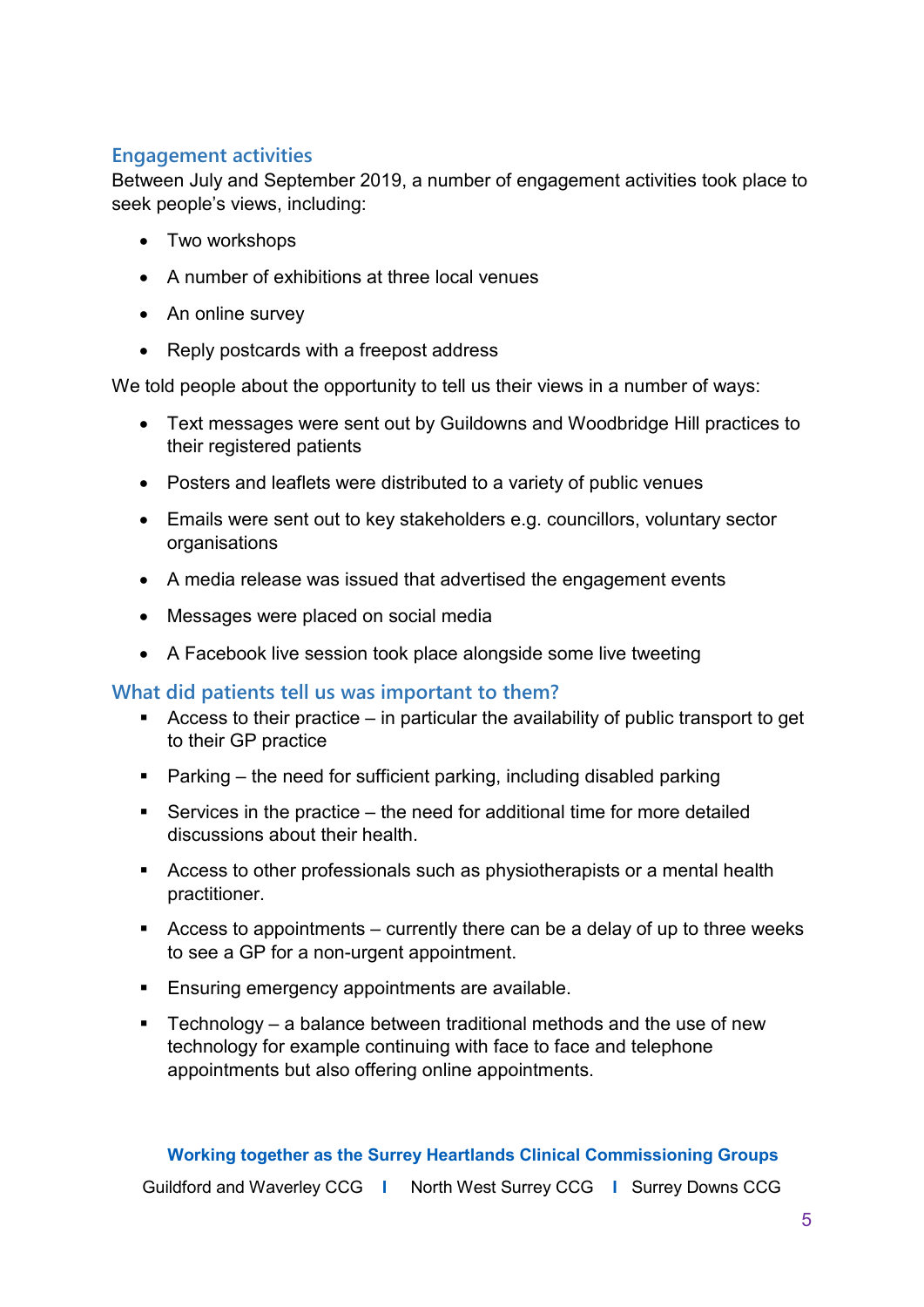## Engagement activities

Between July and September 2019, a number of engagement activities took place to seek people's views, including:

- Two workshops
- A number of exhibitions at three local venues
- An online survey
- Reply postcards with a freepost address

We told people about the opportunity to tell us their views in a number of ways:

- Text messages were sent out by Guildowns and Woodbridge Hill practices to their registered patients
- Posters and leaflets were distributed to a variety of public venues
- Emails were sent out to key stakeholders e.g. councillors, voluntary sector organisations
- A media release was issued that advertised the engagement events
- Messages were placed on social media
- A Facebook live session took place alongside some live tweeting

## What did patients tell us was important to them?

- Access to their practice – in particular the availability of public transport to get to their GP practice
- Parking – the need for sufficient parking, including disabled parking
- Services in the practice – the need for additional time for more detailed discussions about their health.
- Access to other professionals such as physiotherapists or a mental health practitioner.
- Access to appointments – currently there can be a delay of up to three weeks to see a GP for a non-urgent appointment.
- Ensuring emergency appointments are available.
- Technology – a balance between traditional methods and the use of new technology for example continuing with face to face and telephone appointments but also offering online appointments.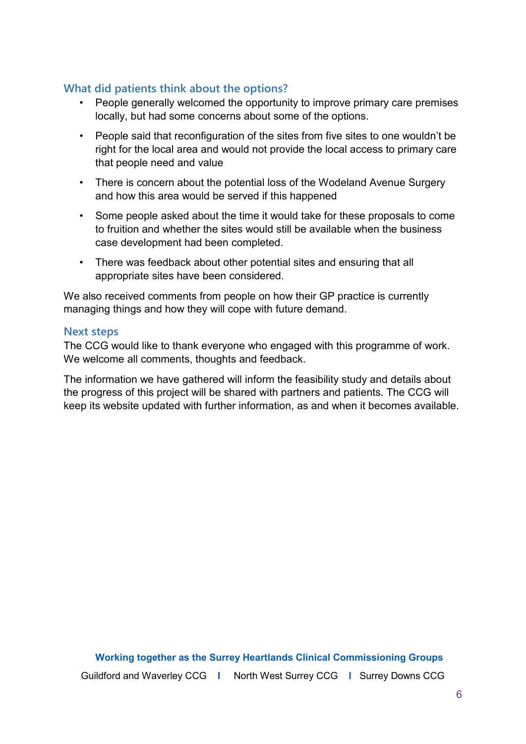## What did patients think about the options?

- People generally welcomed the opportunity to improve primary care premises locally, but had some concerns about some of the options.
- People said that reconfiguration of the sites from five sites to one wouldn't be right for the local area and would not provide the local access to primary care that people need and value
- There is concern about the potential loss of the Wodeland Avenue Surgery and how this area would be served if this happened
- Some people asked about the time it would take for these proposals to come to fruition and whether the sites would still be available when the business case development had been completed.
- There was feedback about other potential sites and ensuring that all appropriate sites have been considered.

We also received comments from people on how their GP practice is currently managing things and how they will cope with future demand.

## Next steps

The CCG would like to thank everyone who engaged with this programme of work. We welcome all comments, thoughts and feedback.

The information we have gathered will inform the feasibility study and details about the progress of this project will be shared with partners and patients. The CCG will keep its website updated with further information, as and when it becomes available.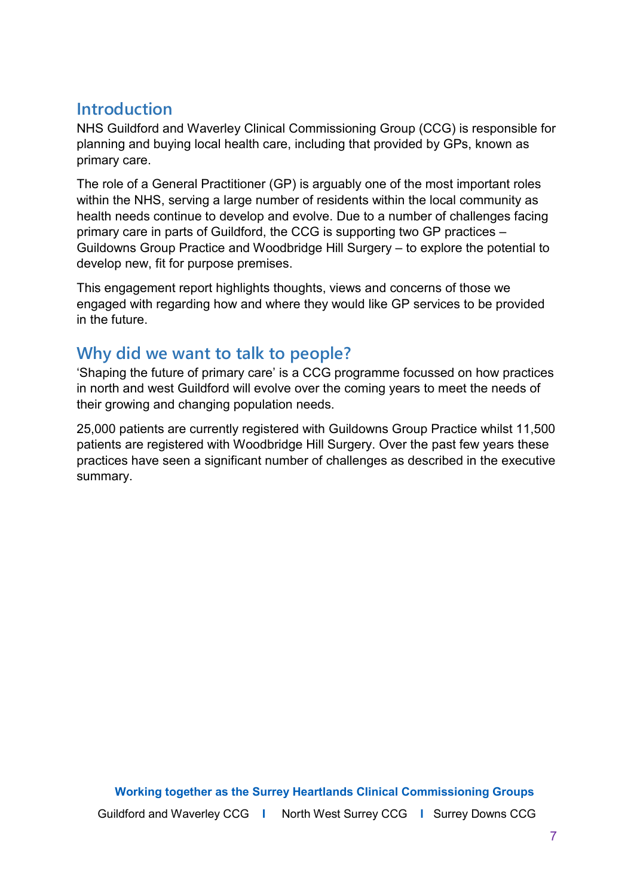## Introduction

NHS Guildford and Waverley Clinical Commissioning Group (CCG) is responsible for planning and buying local health care, including that provided by GPs, known as primary care.

The role of a General Practitioner (GP) is arguably one of the most important roles within the NHS, serving a large number of residents within the local community as health needs continue to develop and evolve. Due to a number of challenges facing primary care in parts of Guildford, the CCG is supporting two GP practices – Guildowns Group Practice and Woodbridge Hill Surgery – to explore the potential to develop new, fit for purpose premises.

This engagement report highlights thoughts, views and concerns of those we engaged with regarding how and where they would like GP services to be provided in the future.

## Why did we want to talk to people?

'Shaping the future of primary care' is a CCG programme focussed on how practices in north and west Guildford will evolve over the coming years to meet the needs of their growing and changing population needs.

25,000 patients are currently registered with Guildowns Group Practice whilst 11,500 patients are registered with Woodbridge Hill Surgery. Over the past few years these practices have seen a significant number of challenges as described in the executive summary.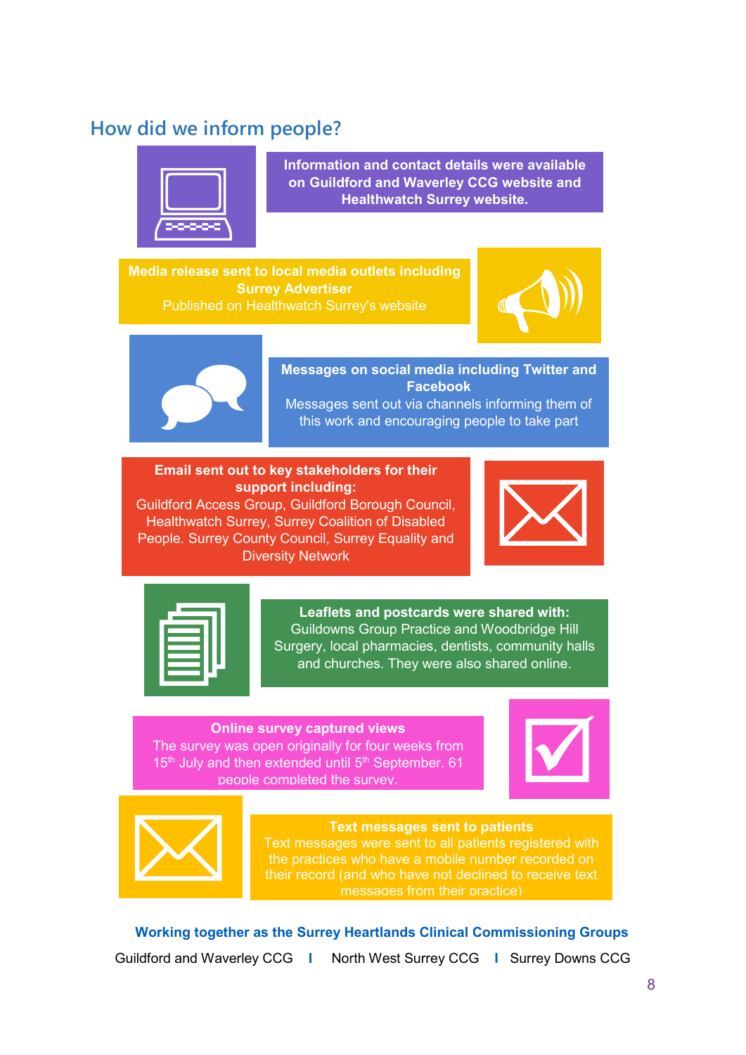## How did we inform people?

**Information and contact details were available on Guildford and Waverley CCG website and Healthwatch Surrey website.**

**Media release sent to local media outlets including Surrey Advertiser**
Published on Healthwatch Surrey's website

**Messages on social media including Twitter and Facebook**
Messages sent out via channels informing them of this work and encouraging people to take part

**Email sent out to key stakeholders for their support including:**
Guildford Access Group, Guildford Borough Council, Healthwatch Surrey, Surrey Coalition of Disabled People. Surrey County Council, Surrey Equality and Diversity Network

**Leaflets and postcards were shared with:**
Guildowns Group Practice and Woodbridge Hill Surgery, local pharmacies, dentists, community halls and churches. They were also shared online.

**Online survey captured views**
The survey was open originally for four weeks from 15th July and then extended until 5th September. 61 people completed the survey.

**Text messages sent to patients**
Text messages were sent to all patients registered with the practices who have a mobile number recorded on their record (and who have not declined to receive text messages from their practice)

**Working together as the Surrey Heartlands Clinical Commissioning Groups**

Guildford and Waverley CCG | North West Surrey CCG | Surrey Downs CCG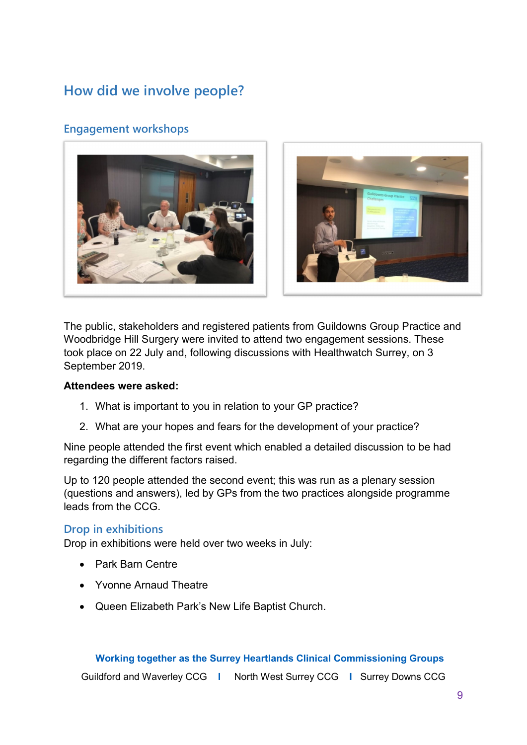## How did we involve people?

### Engagement workshops

The public, stakeholders and registered patients from Guildowns Group Practice and Woodbridge Hill Surgery were invited to attend two engagement sessions. These took place on 22 July and, following discussions with Healthwatch Surrey, on 3 September 2019.

**Attendees were asked:**

1. What is important to you in relation to your GP practice?
2. What are your hopes and fears for the development of your practice?

Nine people attended the first event which enabled a detailed discussion to be had regarding the different factors raised.

Up to 120 people attended the second event; this was run as a plenary session (questions and answers), led by GPs from the two practices alongside programme leads from the CCG.

### Drop in exhibitions

Drop in exhibitions were held over two weeks in July:

- Park Barn Centre
- Yvonne Arnaud Theatre
- Queen Elizabeth Park's New Life Baptist Church.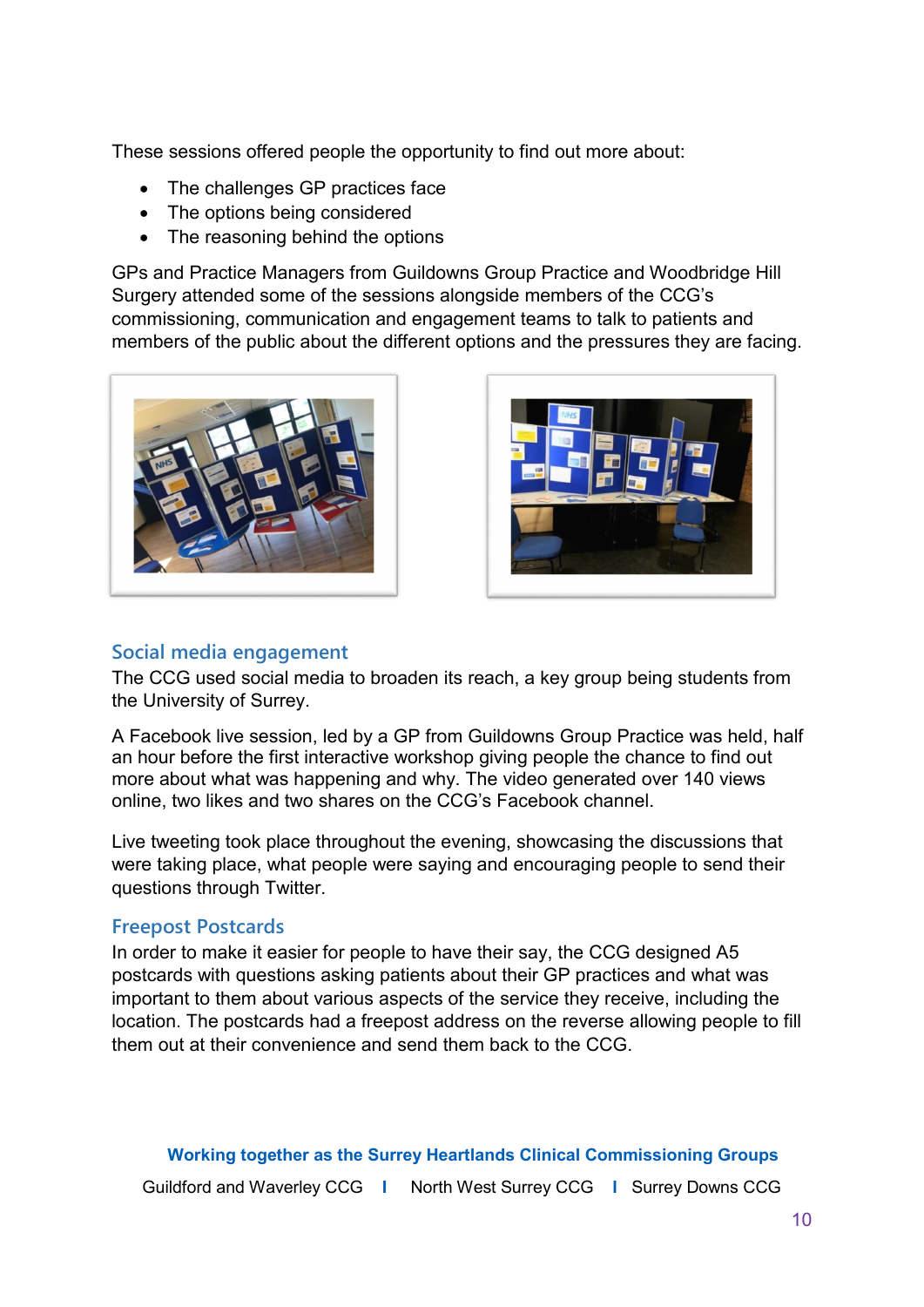These sessions offered people the opportunity to find out more about:

- The challenges GP practices face
- The options being considered
- The reasoning behind the options

GPs and Practice Managers from Guildowns Group Practice and Woodbridge Hill Surgery attended some of the sessions alongside members of the CCG's commissioning, communication and engagement teams to talk to patients and members of the public about the different options and the pressures they are facing.

## Social media engagement

The CCG used social media to broaden its reach, a key group being students from the University of Surrey.

A Facebook live session, led by a GP from Guildowns Group Practice was held, half an hour before the first interactive workshop giving people the chance to find out more about what was happening and why. The video generated over 140 views online, two likes and two shares on the CCG's Facebook channel.

Live tweeting took place throughout the evening, showcasing the discussions that were taking place, what people were saying and encouraging people to send their questions through Twitter.

## Freepost Postcards

In order to make it easier for people to have their say, the CCG designed A5 postcards with questions asking patients about their GP practices and what was important to them about various aspects of the service they receive, including the location. The postcards had a freepost address on the reverse allowing people to fill them out at their convenience and send them back to the CCG.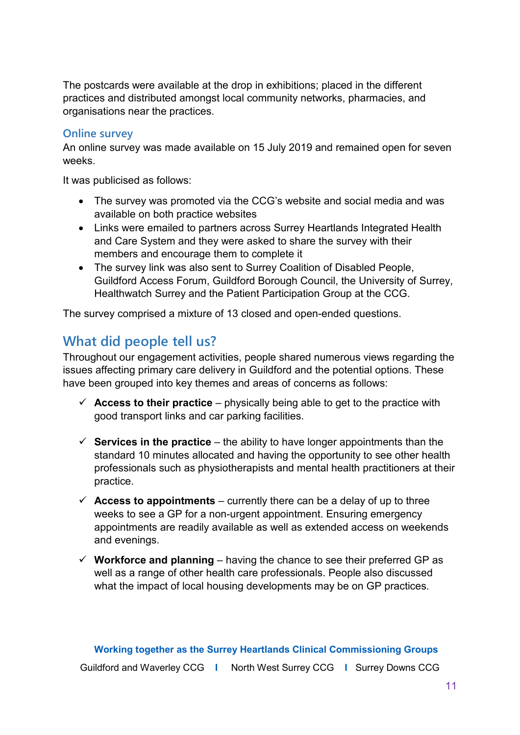The postcards were available at the drop in exhibitions; placed in the different practices and distributed amongst local community networks, pharmacies, and organisations near the practices.

### Online survey

An online survey was made available on 15 July 2019 and remained open for seven weeks.

It was publicised as follows:

- The survey was promoted via the CCG's website and social media and was available on both practice websites
- Links were emailed to partners across Surrey Heartlands Integrated Health and Care System and they were asked to share the survey with their members and encourage them to complete it
- The survey link was also sent to Surrey Coalition of Disabled People, Guildford Access Forum, Guildford Borough Council, the University of Surrey, Healthwatch Surrey and the Patient Participation Group at the CCG.

The survey comprised a mixture of 13 closed and open-ended questions.

## What did people tell us?

Throughout our engagement activities, people shared numerous views regarding the issues affecting primary care delivery in Guildford and the potential options. These have been grouped into key themes and areas of concerns as follows:

- ✓ **Access to their practice** – physically being able to get to the practice with good transport links and car parking facilities.

- ✓ **Services in the practice** – the ability to have longer appointments than the standard 10 minutes allocated and having the opportunity to see other health professionals such as physiotherapists and mental health practitioners at their practice.

- ✓ **Access to appointments** – currently there can be a delay of up to three weeks to see a GP for a non-urgent appointment. Ensuring emergency appointments are readily available as well as extended access on weekends and evenings.

- ✓ **Workforce and planning** – having the chance to see their preferred GP as well as a range of other health care professionals. People also discussed what the impact of local housing developments may be on GP practices.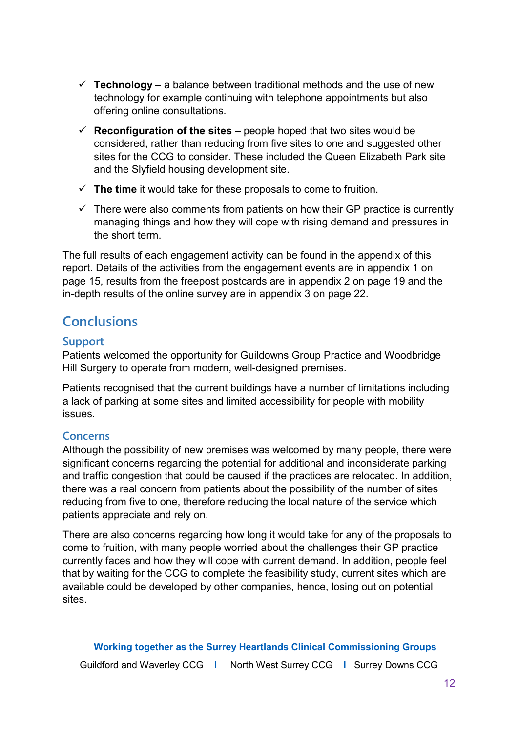- ✓ **Technology** – a balance between traditional methods and the use of new technology for example continuing with telephone appointments but also offering online consultations.
- ✓ **Reconfiguration of the sites** – people hoped that two sites would be considered, rather than reducing from five sites to one and suggested other sites for the CCG to consider. These included the Queen Elizabeth Park site and the Slyfield housing development site.
- ✓ **The time** it would take for these proposals to come to fruition.
- ✓ There were also comments from patients on how their GP practice is currently managing things and how they will cope with rising demand and pressures in the short term.

The full results of each engagement activity can be found in the appendix of this report. Details of the activities from the engagement events are in appendix 1 on page 15, results from the freepost postcards are in appendix 2 on page 19 and the in-depth results of the online survey are in appendix 3 on page 22.

## Conclusions

### Support

Patients welcomed the opportunity for Guildowns Group Practice and Woodbridge Hill Surgery to operate from modern, well-designed premises.

Patients recognised that the current buildings have a number of limitations including a lack of parking at some sites and limited accessibility for people with mobility issues.

### Concerns

Although the possibility of new premises was welcomed by many people, there were significant concerns regarding the potential for additional and inconsiderate parking and traffic congestion that could be caused if the practices are relocated. In addition, there was a real concern from patients about the possibility of the number of sites reducing from five to one, therefore reducing the local nature of the service which patients appreciate and rely on.

There are also concerns regarding how long it would take for any of the proposals to come to fruition, with many people worried about the challenges their GP practice currently faces and how they will cope with current demand. In addition, people feel that by waiting for the CCG to complete the feasibility study, current sites which are available could be developed by other companies, hence, losing out on potential sites.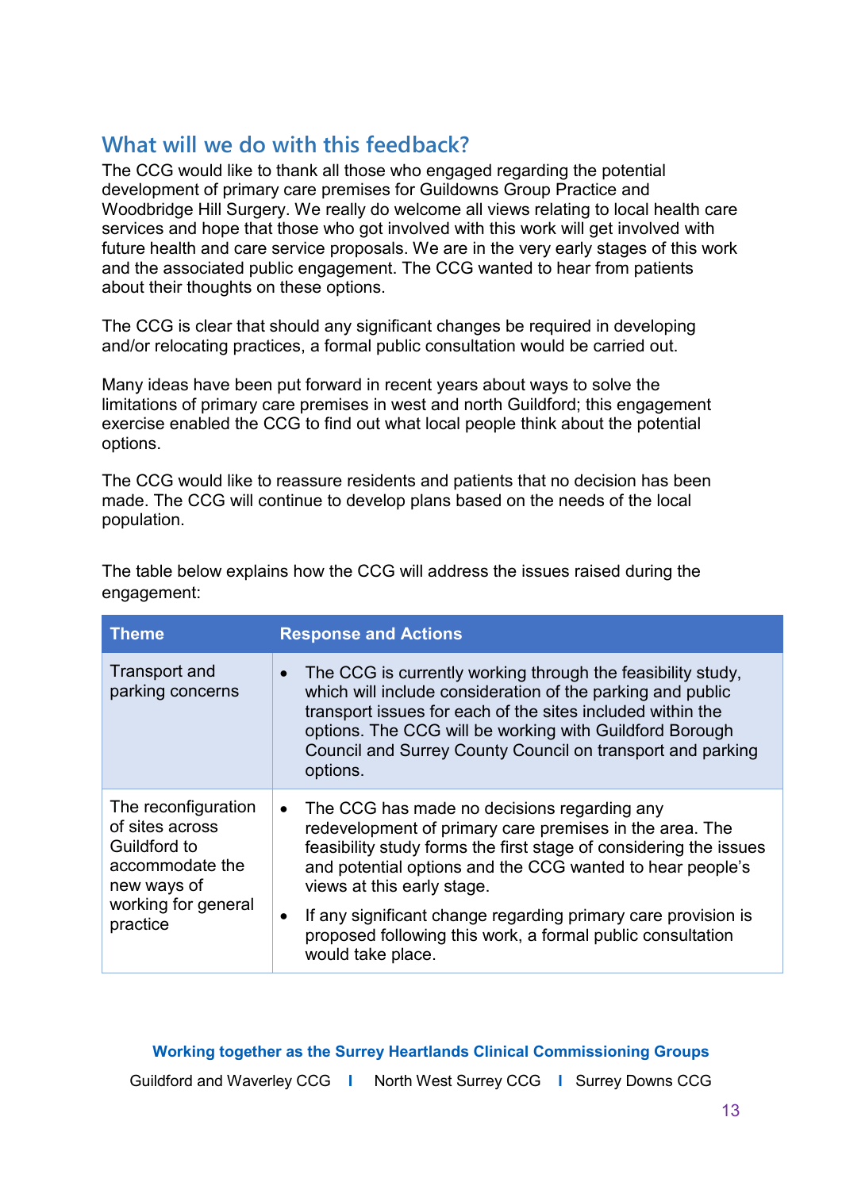## What will we do with this feedback?

The CCG would like to thank all those who engaged regarding the potential development of primary care premises for Guildowns Group Practice and Woodbridge Hill Surgery. We really do welcome all views relating to local health care services and hope that those who got involved with this work will get involved with future health and care service proposals. We are in the very early stages of this work and the associated public engagement. The CCG wanted to hear from patients about their thoughts on these options.

The CCG is clear that should any significant changes be required in developing and/or relocating practices, a formal public consultation would be carried out.

Many ideas have been put forward in recent years about ways to solve the limitations of primary care premises in west and north Guildford; this engagement exercise enabled the CCG to find out what local people think about the potential options.

The CCG would like to reassure residents and patients that no decision has been made. The CCG will continue to develop plans based on the needs of the local population.

The table below explains how the CCG will address the issues raised during the engagement:

| Theme | Response and Actions |
|---|---|
| Transport and parking concerns | • The CCG is currently working through the feasibility study, which will include consideration of the parking and public transport issues for each of the sites included within the options. The CCG will be working with Guildford Borough Council and Surrey County Council on transport and parking options. |
| The reconfiguration of sites across Guildford to accommodate the new ways of working for general practice | • The CCG has made no decisions regarding any redevelopment of primary care premises in the area. The feasibility study forms the first stage of considering the issues and potential options and the CCG wanted to hear people's views at this early stage. <br> • If any significant change regarding primary care provision is proposed following this work, a formal public consultation would take place. |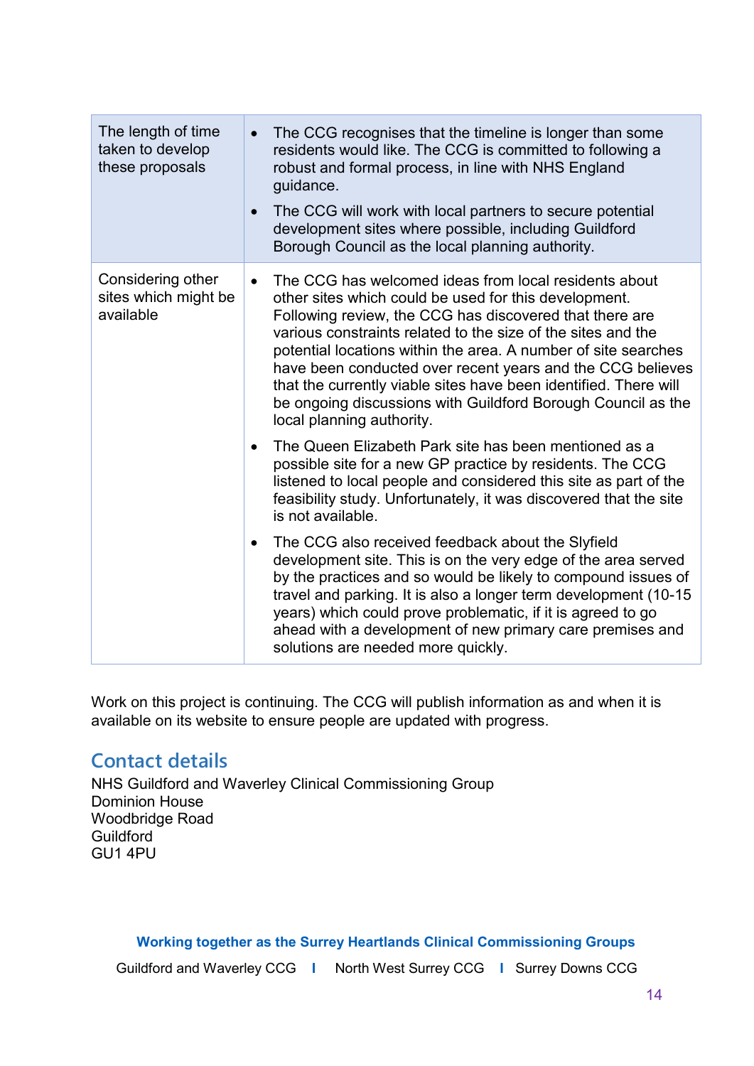| | |
|---|---|
| The length of time taken to develop these proposals | • The CCG recognises that the timeline is longer than some residents would like. The CCG is committed to following a robust and formal process, in line with NHS England guidance.<br>• The CCG will work with local partners to secure potential development sites where possible, including Guildford Borough Council as the local planning authority. |
| Considering other sites which might be available | • The CCG has welcomed ideas from local residents about other sites which could be used for this development. Following review, the CCG has discovered that there are various constraints related to the size of the sites and the potential locations within the area. A number of site searches have been conducted over recent years and the CCG believes that the currently viable sites have been identified. There will be ongoing discussions with Guildford Borough Council as the local planning authority.<br>• The Queen Elizabeth Park site has been mentioned as a possible site for a new GP practice by residents. The CCG listened to local people and considered this site as part of the feasibility study. Unfortunately, it was discovered that the site is not available.<br>• The CCG also received feedback about the Slyfield development site. This is on the very edge of the area served by the practices and so would be likely to compound issues of travel and parking. It is also a longer term development (10-15 years) which could prove problematic, if it is agreed to go ahead with a development of new primary care premises and solutions are needed more quickly. |

Work on this project is continuing. The CCG will publish information as and when it is available on its website to ensure people are updated with progress.

## Contact details

NHS Guildford and Waverley Clinical Commissioning Group
Dominion House
Woodbridge Road
Guildford
GU1 4PU

**Working together as the Surrey Heartlands Clinical Commissioning Groups**

Guildford and Waverley CCG | North West Surrey CCG | Surrey Downs CCG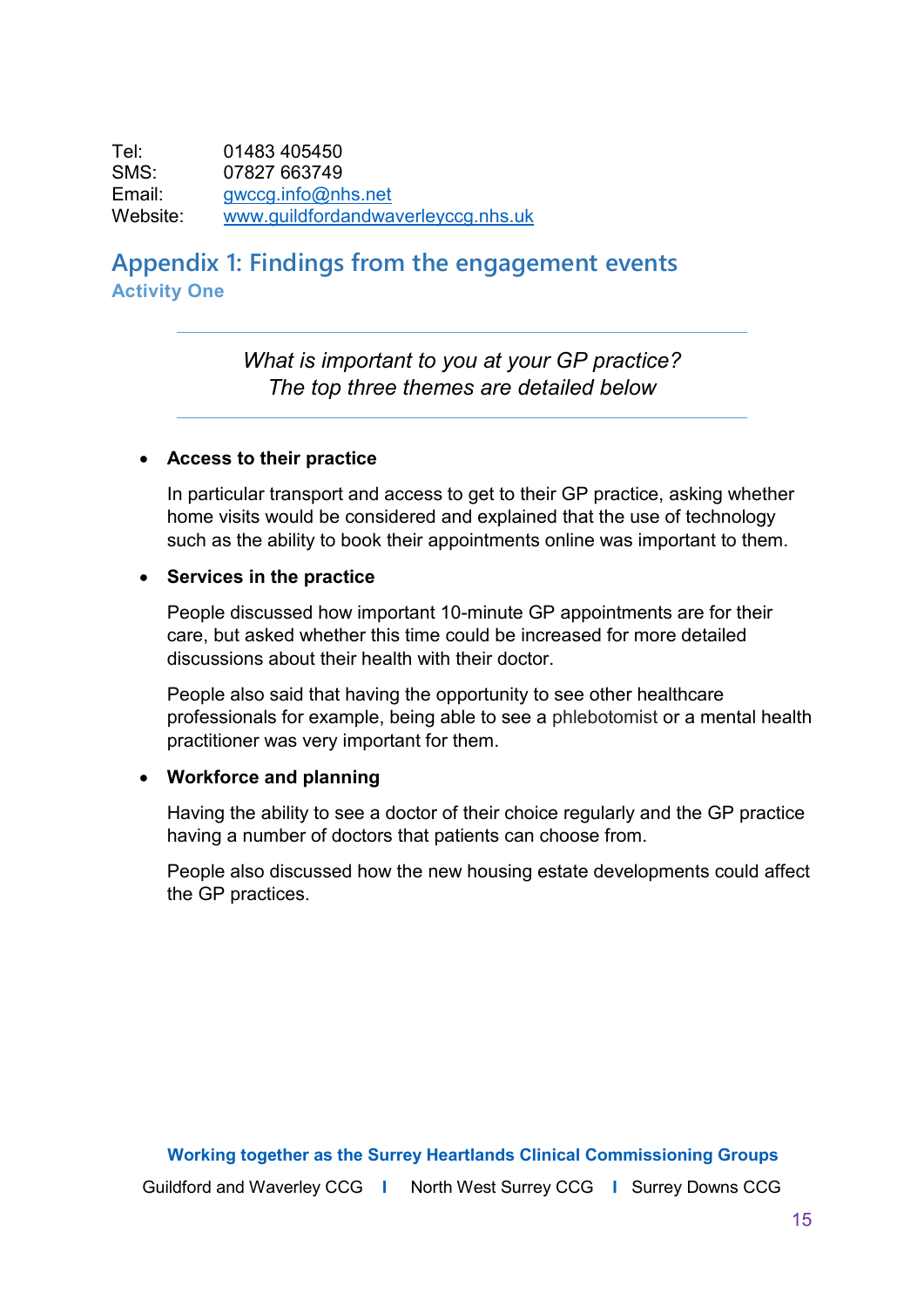Tel: 01483 405450
SMS: 07827 663749
Email: gwccg.info@nhs.net
Website: www.guildfordandwaverleyccg.nhs.uk

## Appendix 1: Findings from the engagement events

### Activity One

*What is important to you at your GP practice?*
*The top three themes are detailed below*

- **Access to their practice**

  In particular transport and access to get to their GP practice, asking whether home visits would be considered and explained that the use of technology such as the ability to book their appointments online was important to them.

- **Services in the practice**

  People discussed how important 10-minute GP appointments are for their care, but asked whether this time could be increased for more detailed discussions about their health with their doctor.

  People also said that having the opportunity to see other healthcare professionals for example, being able to see a phlebotomist or a mental health practitioner was very important for them.

- **Workforce and planning**

  Having the ability to see a doctor of their choice regularly and the GP practice having a number of doctors that patients can choose from.

  People also discussed how the new housing estate developments could affect the GP practices.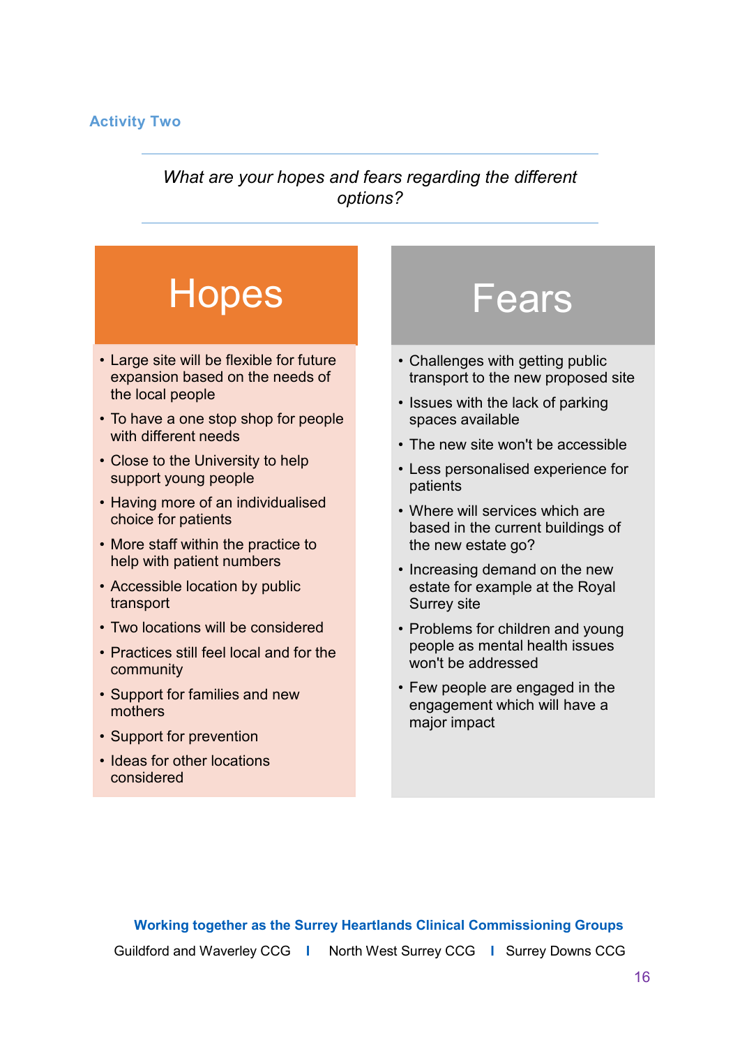### Activity Two

*What are your hopes and fears regarding the different options?*

## Hopes

- Large site will be flexible for future expansion based on the needs of the local people
- To have a one stop shop for people with different needs
- Close to the University to help support young people
- Having more of an individualised choice for patients
- More staff within the practice to help with patient numbers
- Accessible location by public transport
- Two locations will be considered
- Practices still feel local and for the community
- Support for families and new mothers
- Support for prevention
- Ideas for other locations considered

## Fears

- Challenges with getting public transport to the new proposed site
- Issues with the lack of parking spaces available
- The new site won't be accessible
- Less personalised experience for patients
- Where will services which are based in the current buildings of the new estate go?
- Increasing demand on the new estate for example at the Royal Surrey site
- Problems for children and young people as mental health issues won't be addressed
- Few people are engaged in the engagement which will have a major impact

**Working together as the Surrey Heartlands Clinical Commissioning Groups**

Guildford and Waverley CCG | North West Surrey CCG | Surrey Downs CCG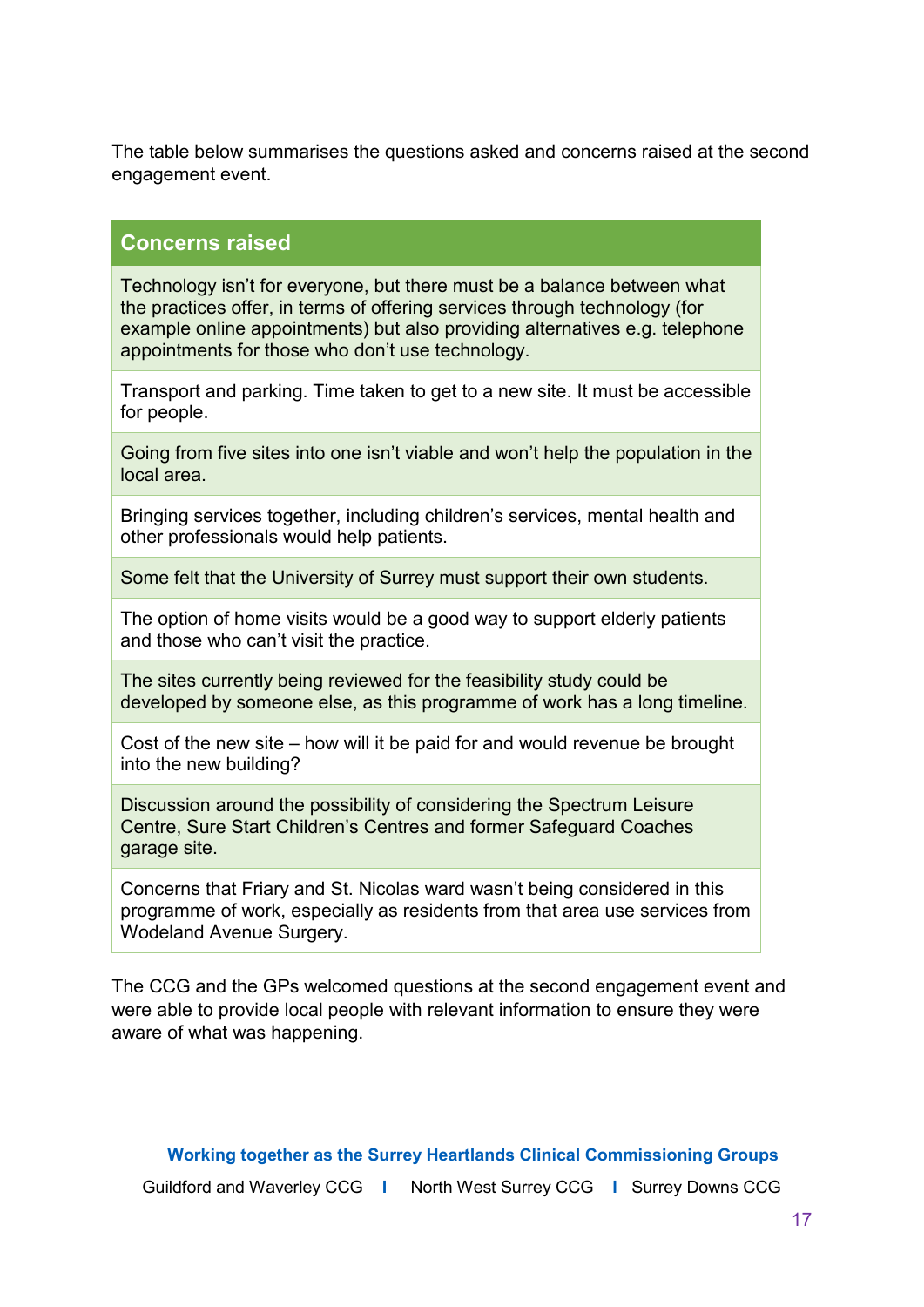The table below summarises the questions asked and concerns raised at the second engagement event.

| Concerns raised |
| --- |
| Technology isn't for everyone, but there must be a balance between what the practices offer, in terms of offering services through technology (for example online appointments) but also providing alternatives e.g. telephone appointments for those who don't use technology. |
| Transport and parking. Time taken to get to a new site. It must be accessible for people. |
| Going from five sites into one isn't viable and won't help the population in the local area. |
| Bringing services together, including children's services, mental health and other professionals would help patients. |
| Some felt that the University of Surrey must support their own students. |
| The option of home visits would be a good way to support elderly patients and those who can't visit the practice. |
| The sites currently being reviewed for the feasibility study could be developed by someone else, as this programme of work has a long timeline. |
| Cost of the new site – how will it be paid for and would revenue be brought into the new building? |
| Discussion around the possibility of considering the Spectrum Leisure Centre, Sure Start Children's Centres and former Safeguard Coaches garage site. |
| Concerns that Friary and St. Nicolas ward wasn't being considered in this programme of work, especially as residents from that area use services from Wodeland Avenue Surgery. |

The CCG and the GPs welcomed questions at the second engagement event and were able to provide local people with relevant information to ensure they were aware of what was happening.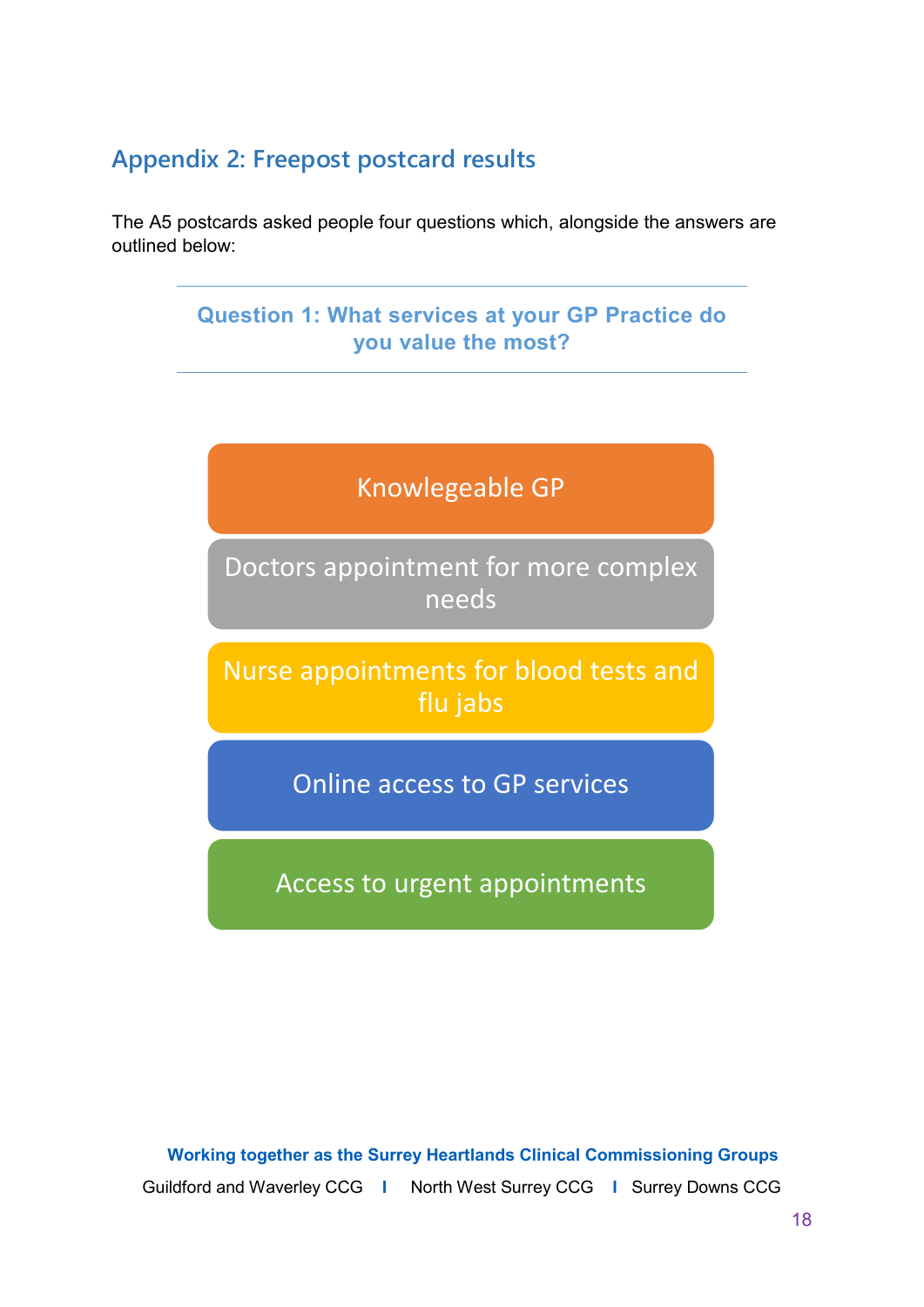## Appendix 2: Freepost postcard results

The A5 postcards asked people four questions which, alongside the answers are outlined below:

### Question 1: What services at your GP Practice do you value the most?

- Knowlegeable GP
- Doctors appointment for more complex needs
- Nurse appointments for blood tests and flu jabs
- Online access to GP services
- Access to urgent appointments

**Working together as the Surrey Heartlands Clinical Commissioning Groups**

Guildford and Waverley CCG | North West Surrey CCG | Surrey Downs CCG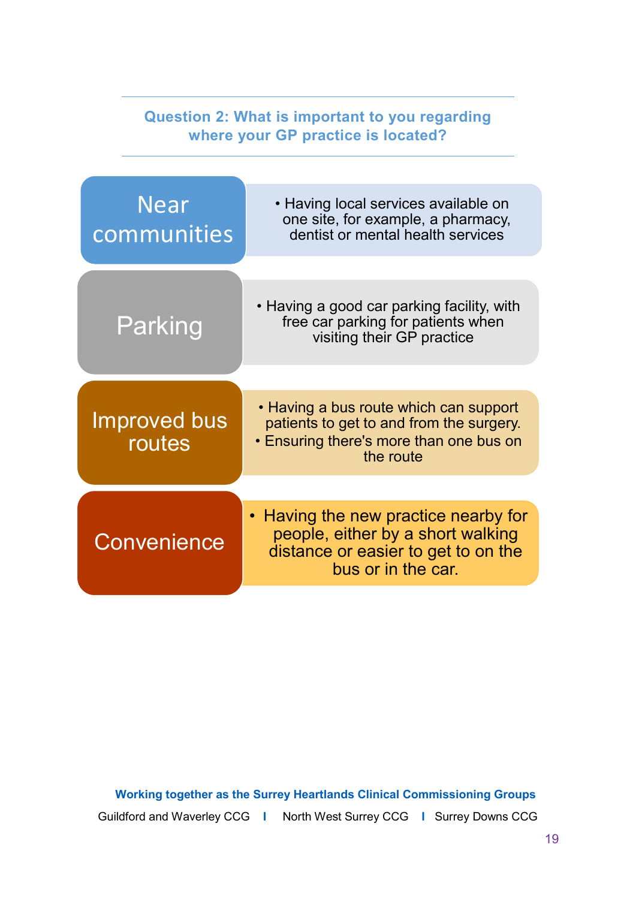## Question 2: What is important to you regarding where your GP practice is located?

**Near communities**

- Having local services available on one site, for example, a pharmacy, dentist or mental health services

**Parking**

- Having a good car parking facility, with free car parking for patients when visiting their GP practice

**Improved bus routes**

- Having a bus route which can support patients to get to and from the surgery.
- Ensuring there's more than one bus on the route

**Convenience**

- Having the new practice nearby for people, either by a short walking distance or easier to get to on the bus or in the car.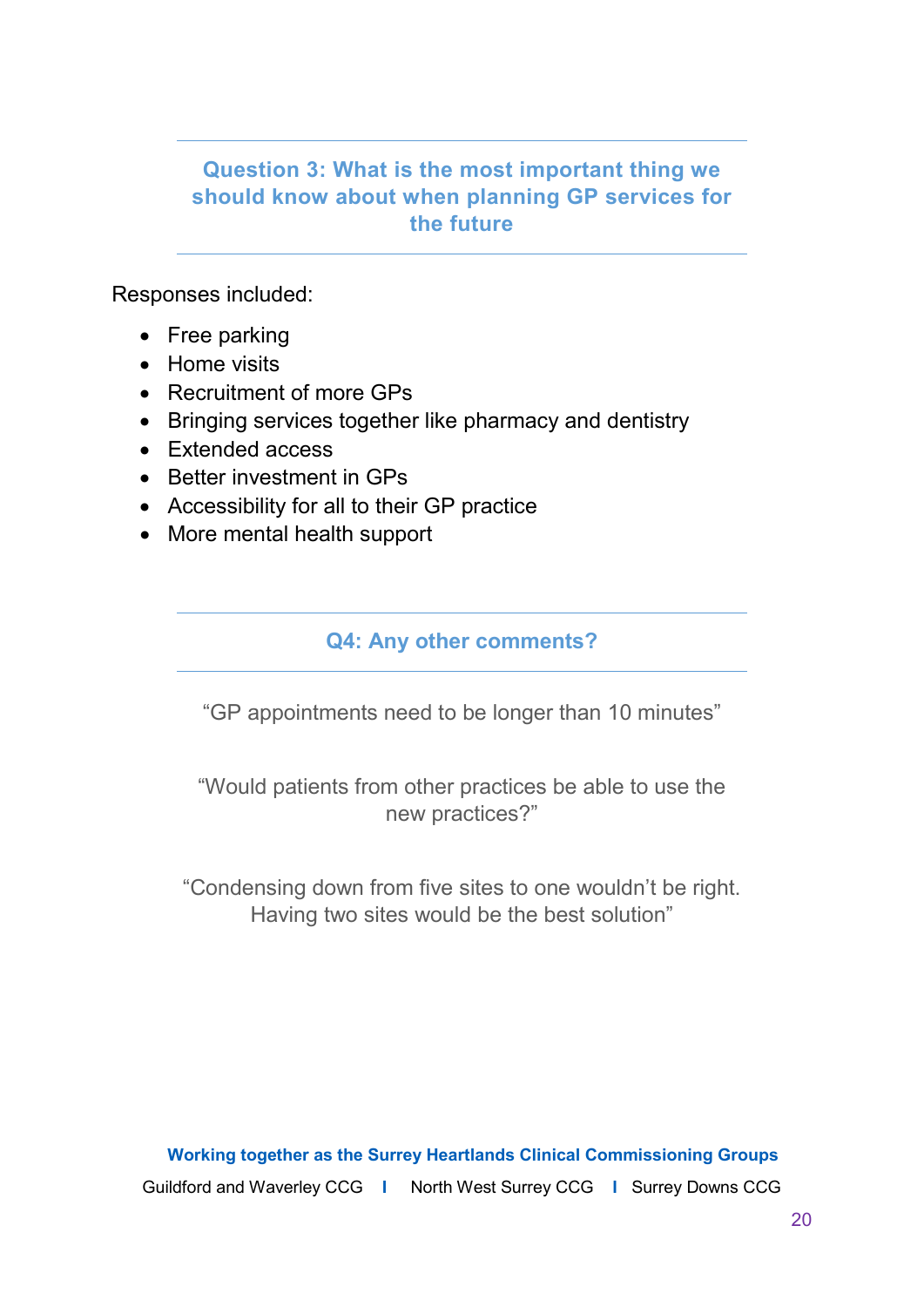## Question 3: What is the most important thing we should know about when planning GP services for the future

Responses included:

- Free parking
- Home visits
- Recruitment of more GPs
- Bringing services together like pharmacy and dentistry
- Extended access
- Better investment in GPs
- Accessibility for all to their GP practice
- More mental health support

## Q4: Any other comments?

"GP appointments need to be longer than 10 minutes"

"Would patients from other practices be able to use the new practices?"

"Condensing down from five sites to one wouldn't be right. Having two sites would be the best solution"

**Working together as the Surrey Heartlands Clinical Commissioning Groups**

Guildford and Waverley CCG | North West Surrey CCG | Surrey Downs CCG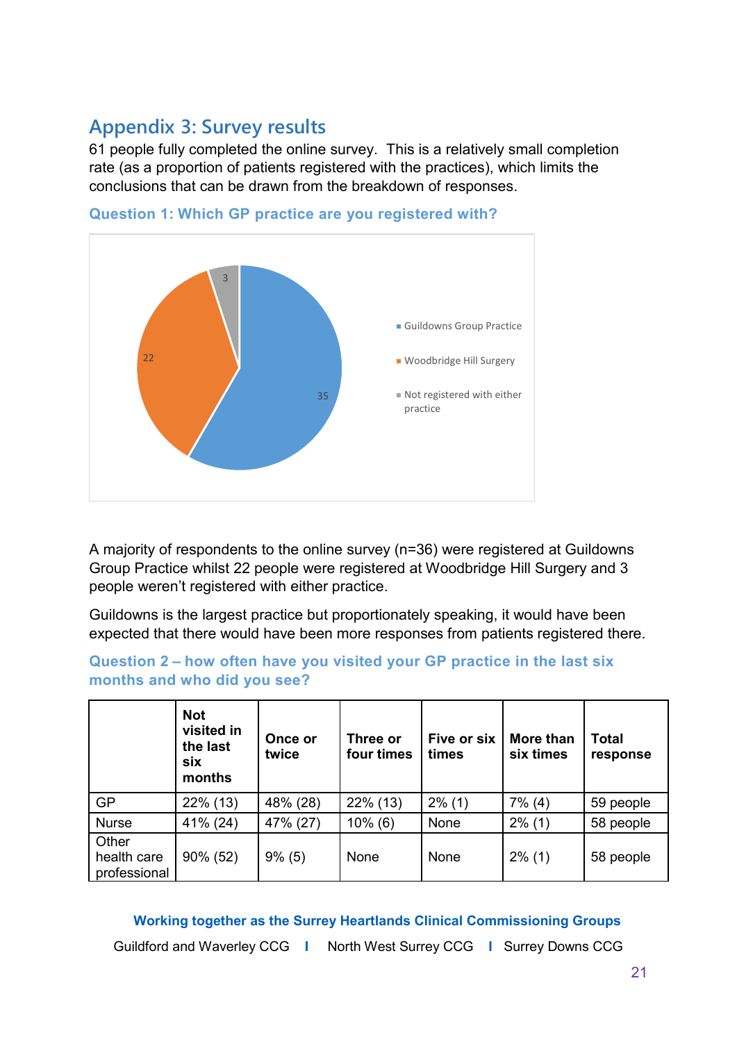## Appendix 3: Survey results

61 people fully completed the online survey. This is a relatively small completion rate (as a proportion of patients registered with the practices), which limits the conclusions that can be drawn from the breakdown of responses.

### Question 1: Which GP practice are you registered with?

A majority of respondents to the online survey (n=36) were registered at Guildowns Group Practice whilst 22 people were registered at Woodbridge Hill Surgery and 3 people weren't registered with either practice.

Guildowns is the largest practice but proportionately speaking, it would have been expected that there would have been more responses from patients registered there.

### Question 2 – how often have you visited your GP practice in the last six months and who did you see?

| | Not visited in the last six months | Once or twice | Three or four times | Five or six times | More than six times | Total response |
|---|---|---|---|---|---|---|
| GP | 22% (13) | 48% (28) | 22% (13) | 2% (1) | 7% (4) | 59 people |
| Nurse | 41% (24) | 47% (27) | 10% (6) | None | 2% (1) | 58 people |
| Other health care professional | 90% (52) | 9% (5) | None | None | 2% (1) | 58 people |

**Working together as the Surrey Heartlands Clinical Commissioning Groups**

Guildford and Waverley CCG | North West Surrey CCG | Surrey Downs CCG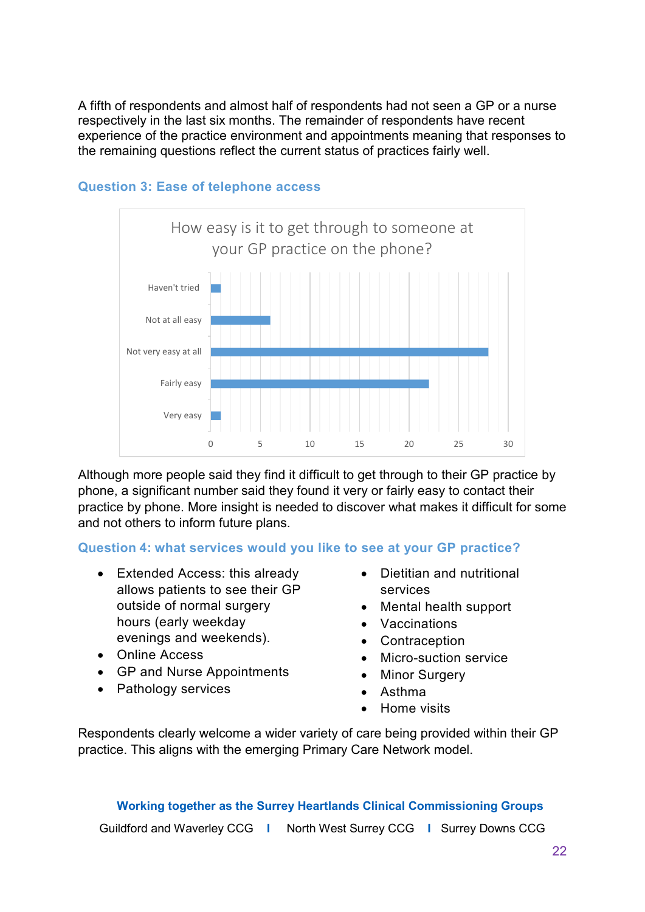A fifth of respondents and almost half of respondents had not seen a GP or a nurse respectively in the last six months. The remainder of respondents have recent experience of the practice environment and appointments meaning that responses to the remaining questions reflect the current status of practices fairly well.

### Question 3: Ease of telephone access

How easy is it to get through to someone at your GP practice on the phone?

Haven't tried

Not at all easy

Not very easy at all

Fairly easy

Very easy

0 5 10 15 20 25 30

Although more people said they find it difficult to get through to their GP practice by phone, a significant number said they found it very or fairly easy to contact their practice by phone. More insight is needed to discover what makes it difficult for some and not others to inform future plans.

### Question 4: what services would you like to see at your GP practice?

- Extended Access: this already allows patients to see their GP outside of normal surgery hours (early weekday evenings and weekends).
- Online Access
- GP and Nurse Appointments
- Pathology services
- Dietitian and nutritional services
- Mental health support
- Vaccinations
- Contraception
- Micro-suction service
- Minor Surgery
- Asthma
- Home visits

Respondents clearly welcome a wider variety of care being provided within their GP practice. This aligns with the emerging Primary Care Network model.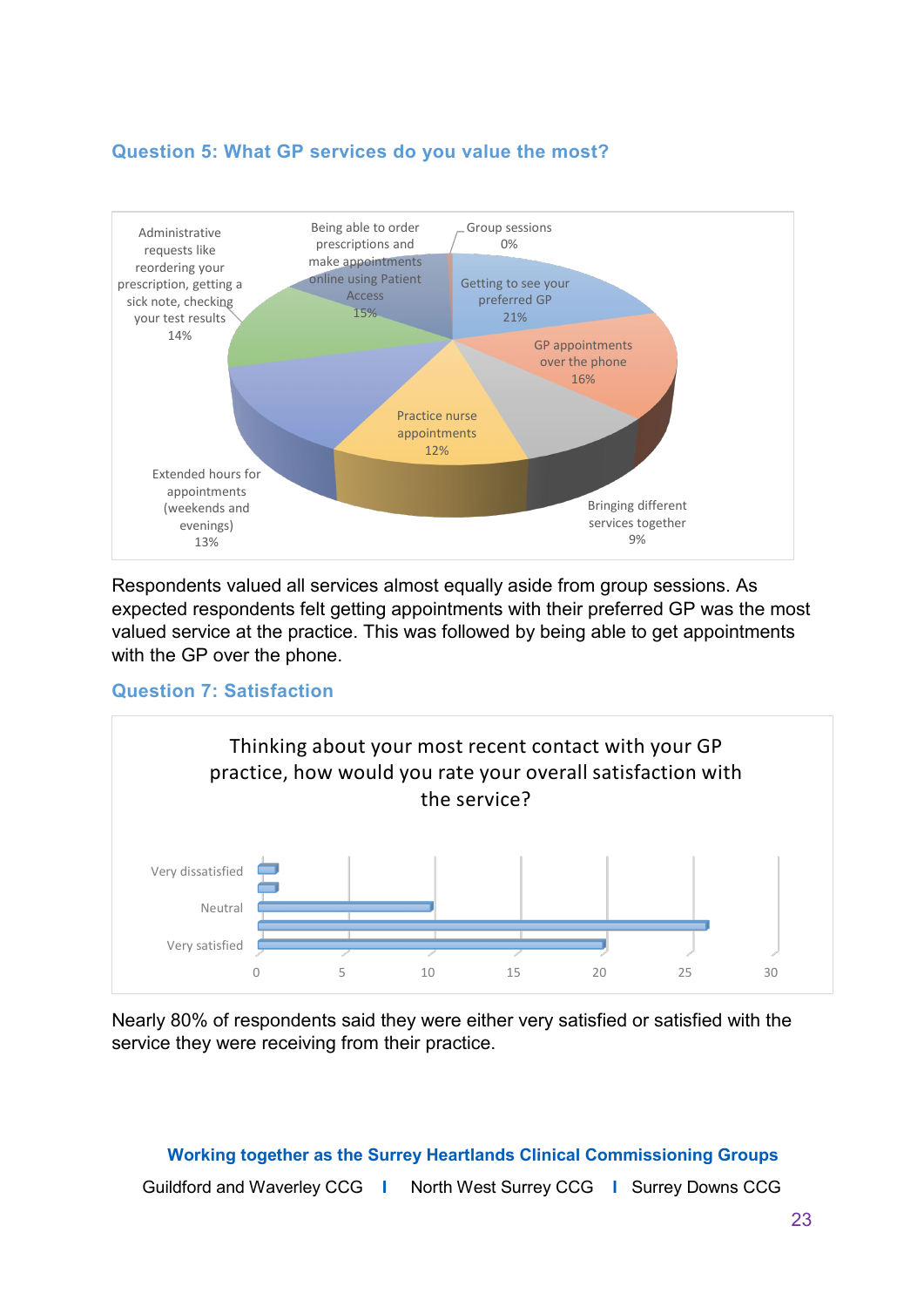### Question 5: What GP services do you value the most?

Administrative requests like reordering your prescription, getting a sick note, checking your test results 14%

Being able to order prescriptions and make appointments online using Patient Access 15%

Group sessions 0%

Getting to see your preferred GP 21%

GP appointments over the phone 16%

Practice nurse appointments 12%

Extended hours for appointments (weekends and evenings) 13%

Bringing different services together 9%

Respondents valued all services almost equally aside from group sessions. As expected respondents felt getting appointments with their preferred GP was the most valued service at the practice. This was followed by being able to get appointments with the GP over the phone.

### Question 7: Satisfaction

Thinking about your most recent contact with your GP practice, how would you rate your overall satisfaction with the service?

Very dissatisfied

Neutral

Very satisfied

0 5 10 15 20 25 30

Nearly 80% of respondents said they were either very satisfied or satisfied with the service they were receiving from their practice.

**Working together as the Surrey Heartlands Clinical Commissioning Groups**

Guildford and Waverley CCG I North West Surrey CCG I Surrey Downs CCG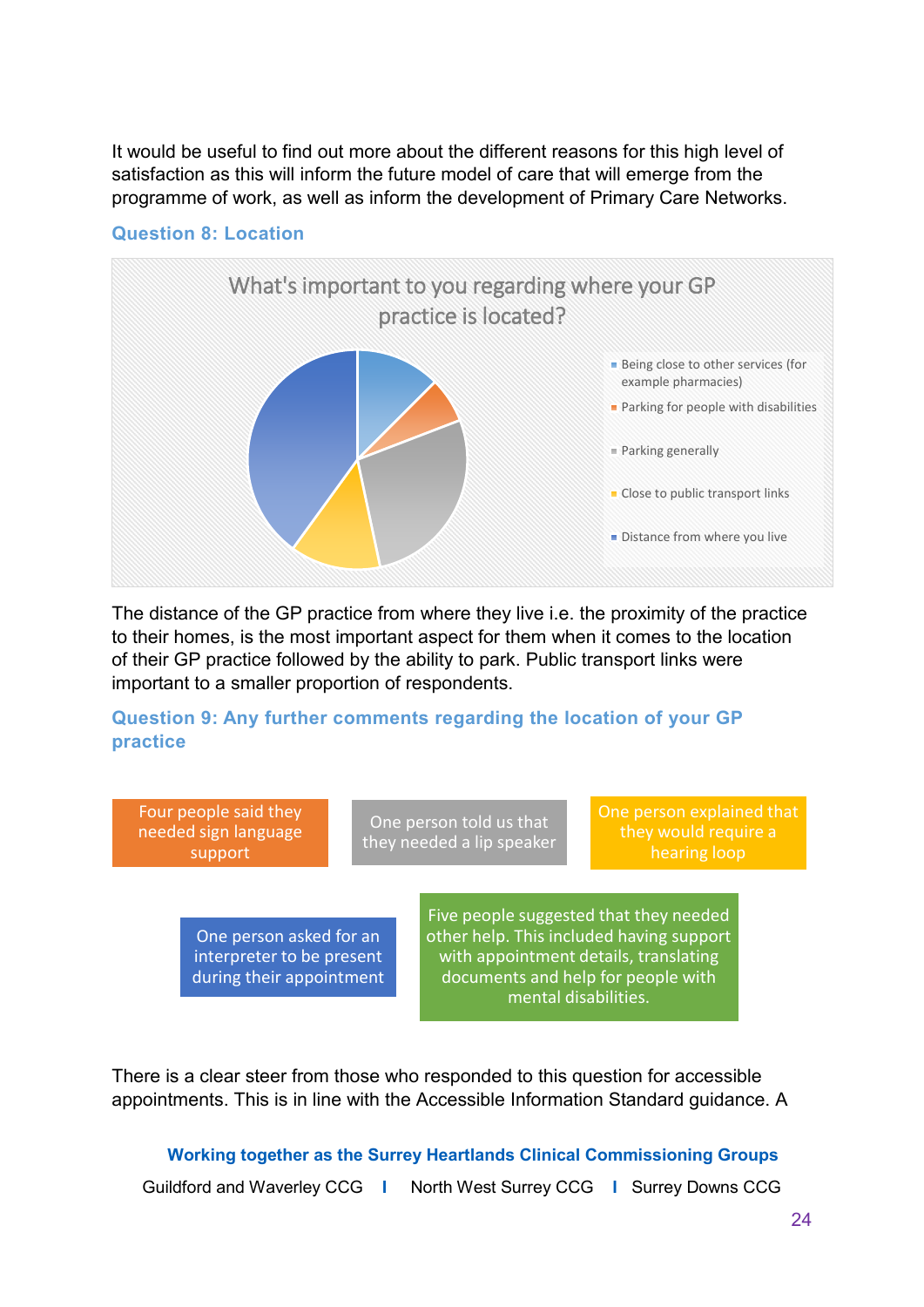It would be useful to find out more about the different reasons for this high level of satisfaction as this will inform the future model of care that will emerge from the programme of work, as well as inform the development of Primary Care Networks.

### Question 8: Location

What's important to you regarding where your GP practice is located?

- Being close to other services (for example pharmacies)
- Parking for people with disabilities
- Parking generally
- Close to public transport links
- Distance from where you live

The distance of the GP practice from where they live i.e. the proximity of the practice to their homes, is the most important aspect for them when it comes to the location of their GP practice followed by the ability to park. Public transport links were important to a smaller proportion of respondents.

### Question 9: Any further comments regarding the location of your GP practice

Four people said they needed sign language support

One person told us that they needed a lip speaker

One person explained that they would require a hearing loop

One person asked for an interpreter to be present during their appointment

Five people suggested that they needed other help. This included having support with appointment details, translating documents and help for people with mental disabilities.

There is a clear steer from those who responded to this question for accessible appointments. This is in line with the Accessible Information Standard guidance. A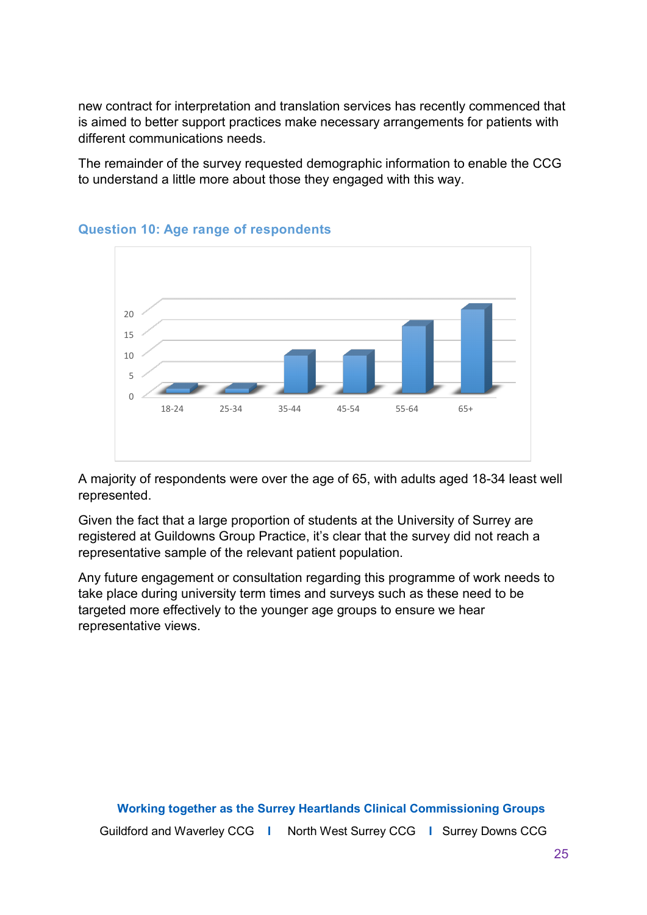new contract for interpretation and translation services has recently commenced that is aimed to better support practices make necessary arrangements for patients with different communications needs.

The remainder of the survey requested demographic information to enable the CCG to understand a little more about those they engaged with this way.

### Question 10: Age range of respondents

A majority of respondents were over the age of 65, with adults aged 18-34 least well represented.

Given the fact that a large proportion of students at the University of Surrey are registered at Guildowns Group Practice, it's clear that the survey did not reach a representative sample of the relevant patient population.

Any future engagement or consultation regarding this programme of work needs to take place during university term times and surveys such as these need to be targeted more effectively to the younger age groups to ensure we hear representative views.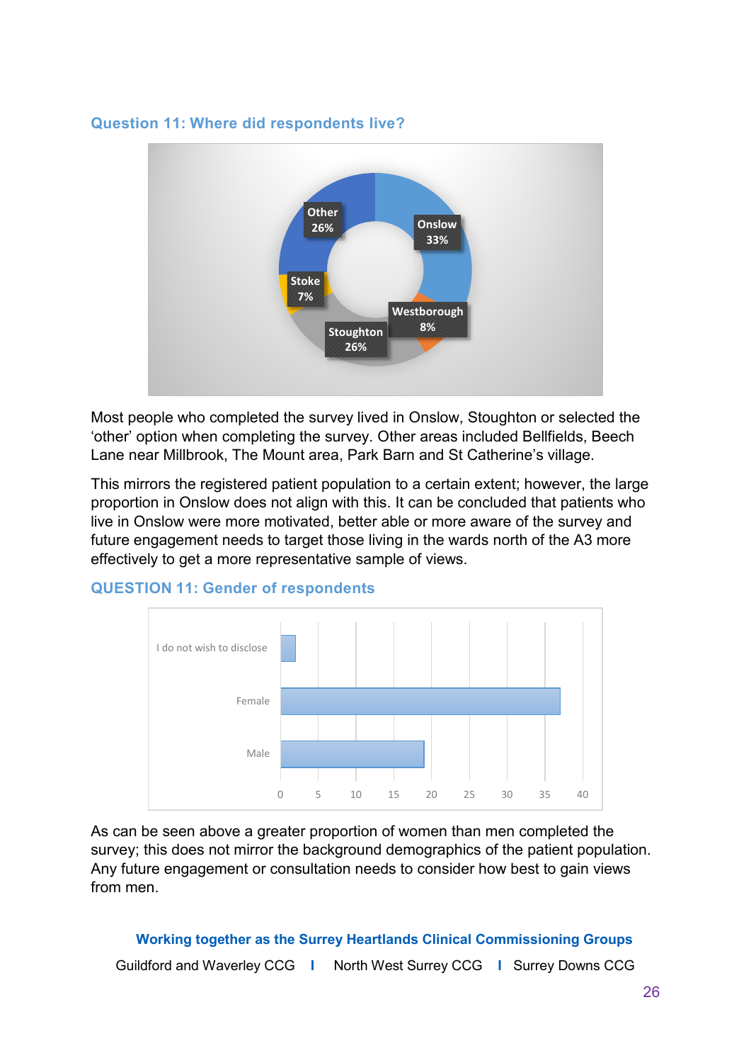### Question 11: Where did respondents live?

Most people who completed the survey lived in Onslow, Stoughton or selected the ‘other’ option when completing the survey. Other areas included Bellfields, Beech Lane near Millbrook, The Mount area, Park Barn and St Catherine’s village.

This mirrors the registered patient population to a certain extent; however, the large proportion in Onslow does not align with this. It can be concluded that patients who live in Onslow were more motivated, better able or more aware of the survey and future engagement needs to target those living in the wards north of the A3 more effectively to get a more representative sample of views.

### QUESTION 11: Gender of respondents

As can be seen above a greater proportion of women than men completed the survey; this does not mirror the background demographics of the patient population. Any future engagement or consultation needs to consider how best to gain views from men.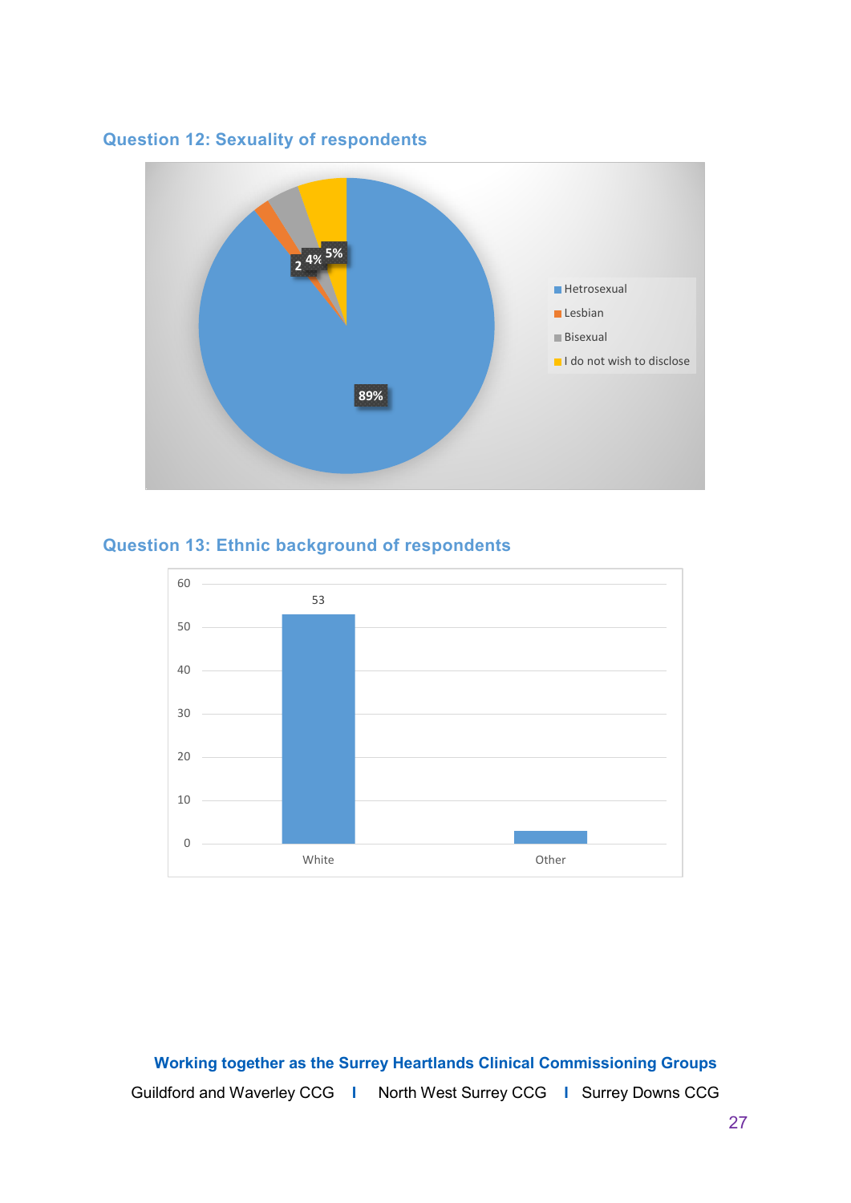### Question 12: Sexuality of respondents

2
4%
5%
89%

Hetrosexual
Lesbian
Bisexual
I do not wish to disclose

### Question 13: Ethnic background of respondents

60
50
40
30
20
10
0

53

White
Other

**Working together as the Surrey Heartlands Clinical Commissioning Groups**

Guildford and Waverley CCG | North West Surrey CCG | Surrey Downs CCG